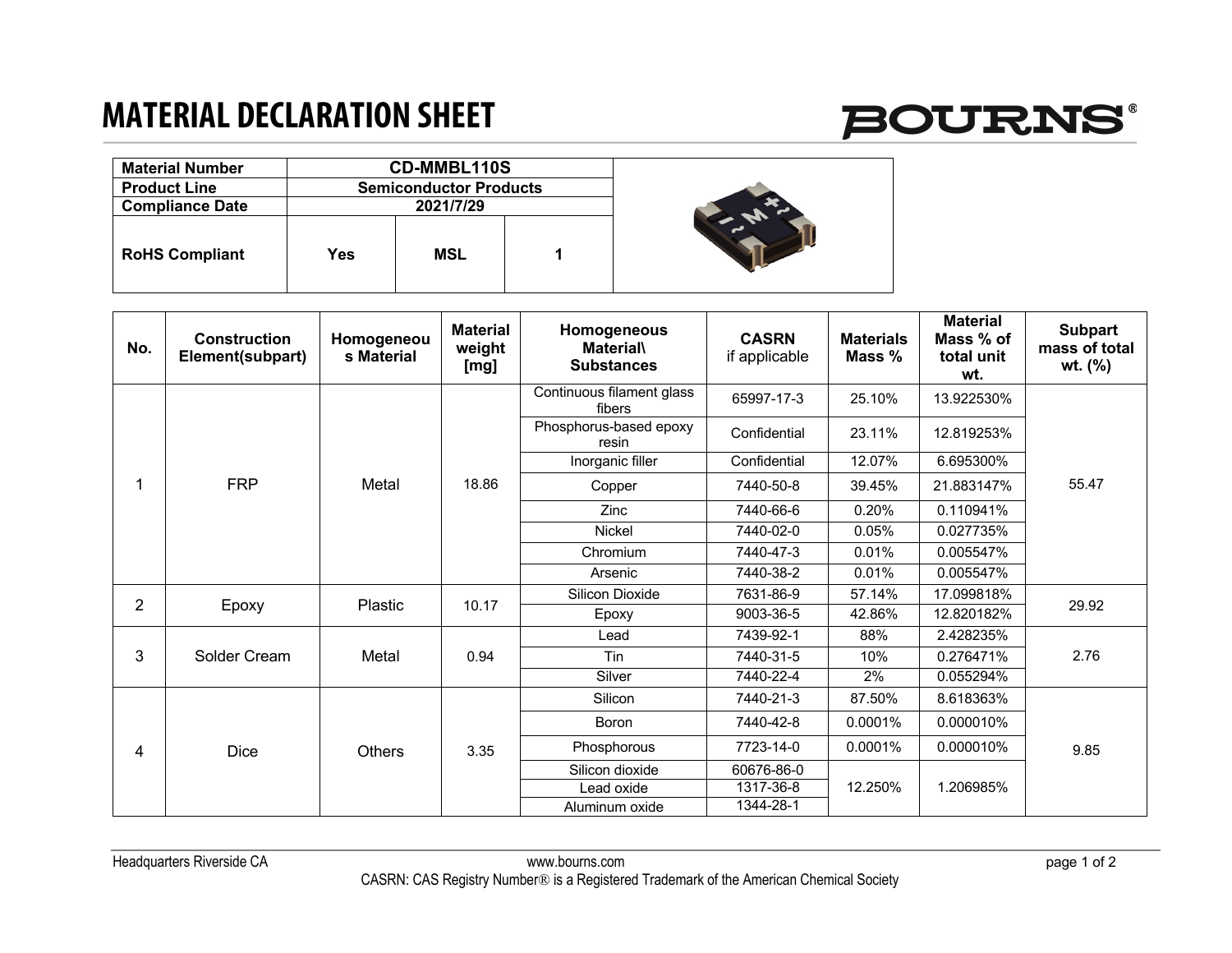# MATERIAL DECLARATION SHEET

| Material Number | CD-MMBL110S | | |
|---|---|---|---|
| Product Line | Semiconductor Products | | |
| Compliance Date | 2021/7/29 | | |
| RoHS Compliant | Yes | MSL | 1 |

| No. | Construction Element(subpart) | Homogeneous Material | Material weight [mg] | Homogeneous Material\ Substances | CASRN if applicable | Materials Mass % | Material Mass % of total unit wt. | Subpart mass of total wt. (%) |
|---|---|---|---|---|---|---|---|---|
| 1 | FRP | Metal | 18.86 | Continuous filament glass fibers | 65997-17-3 | 25.10% | 13.922530% | 55.47 |
| | | | | Phosphorus-based epoxy resin | Confidential | 23.11% | 12.819253% | |
| | | | | Inorganic filler | Confidential | 12.07% | 6.695300% | |
| | | | | Copper | 7440-50-8 | 39.45% | 21.883147% | |
| | | | | Zinc | 7440-66-6 | 0.20% | 0.110941% | |
| | | | | Nickel | 7440-02-0 | 0.05% | 0.027735% | |
| | | | | Chromium | 7440-47-3 | 0.01% | 0.005547% | |
| | | | | Arsenic | 7440-38-2 | 0.01% | 0.005547% | |
| 2 | Epoxy | Plastic | 10.17 | Silicon Dioxide | 7631-86-9 | 57.14% | 17.099818% | 29.92 |
| | | | | Epoxy | 9003-36-5 | 42.86% | 12.820182% | |
| 3 | Solder Cream | Metal | 0.94 | Lead | 7439-92-1 | 88% | 2.428235% | 2.76 |
| | | | | Tin | 7440-31-5 | 10% | 0.276471% | |
| | | | | Silver | 7440-22-4 | 2% | 0.055294% | |
| 4 | Dice | Others | 3.35 | Silicon | 7440-21-3 | 87.50% | 8.618363% | 9.85 |
| | | | | Boron | 7440-42-8 | 0.0001% | 0.000010% | |
| | | | | Phosphorous | 7723-14-0 | 0.0001% | 0.000010% | |
| | | | | Silicon dioxide | 60676-86-0 | 12.250% | 1.206985% | |
| | | | | Lead oxide | 1317-36-8 | | | |
| | | | | Aluminum oxide | 1344-28-1 | | | |

Headquarters Riverside CA www.bourns.com

CASRN: CAS Registry Number® is a Registered Trademark of the American Chemical Society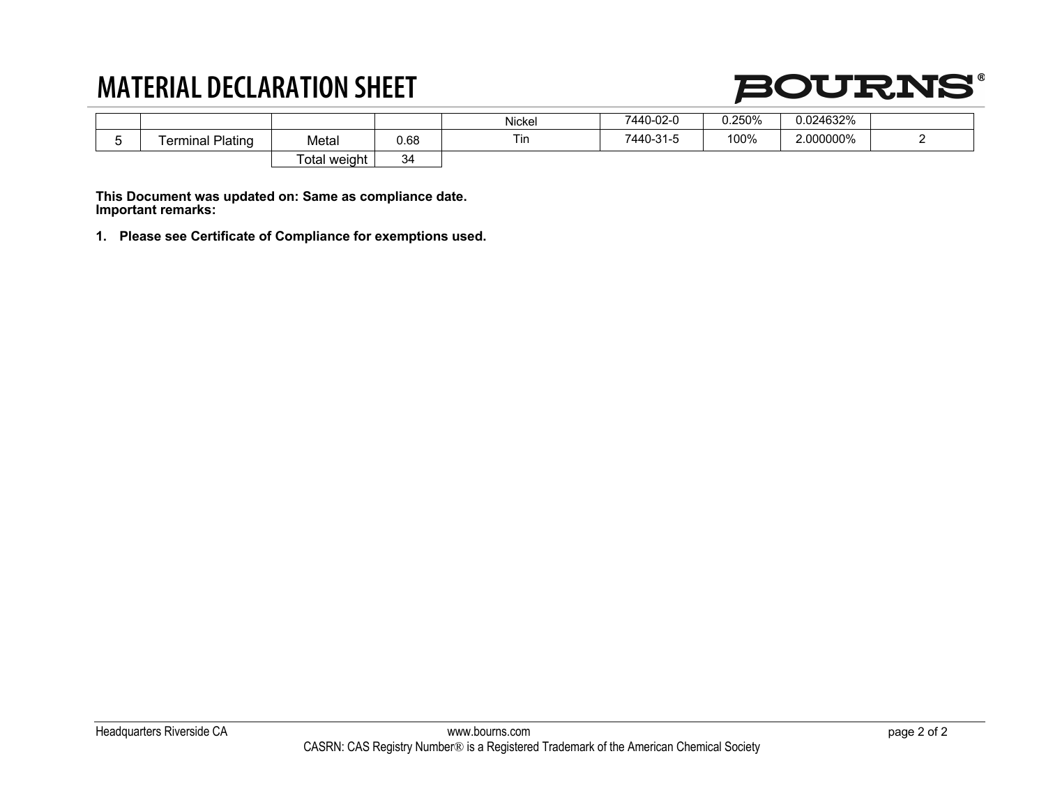| | | | | | | | | |
|---|---|---|---|---|---|---|---|---|
| | | | | Nickel | 7440-02-0 | 0.250% | 0.024632% | |
| 5 | Terminal Plating | Metal | 0.68 | Tin | 7440-31-5 | 100% | 2.000000% | 2 |
| | | Total weight | 34 | | | | | |

**This Document was updated on: Same as compliance date.**
**Important remarks:**

1. **Please see Certificate of Compliance for exemptions used.**

Headquarters Riverside CA www.bourns.com

CASRN: CAS Registry Number® is a Registered Trademark of the American Chemical Society